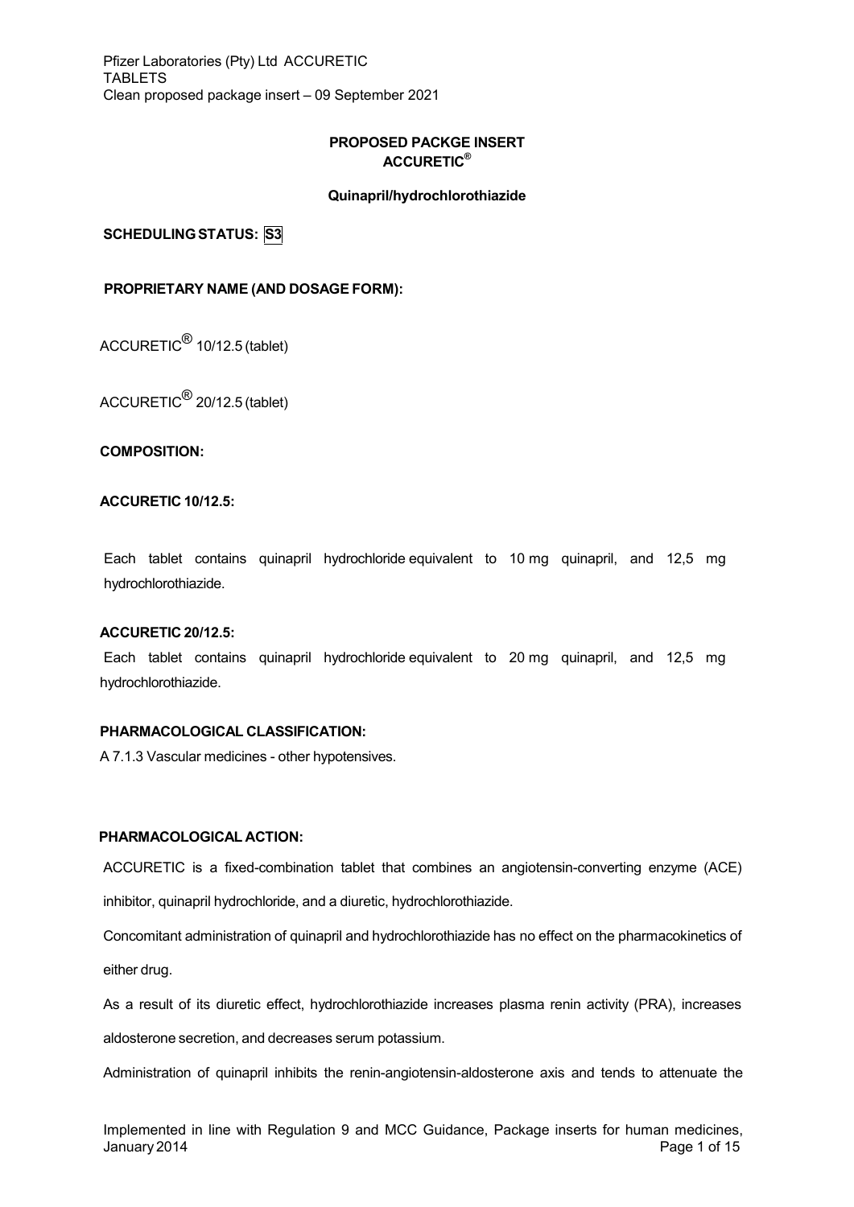**PROPOSED PACKGE INSERT**
**ACCURETIC®**

**Quinapril/hydrochlorothiazide**

**SCHEDULING STATUS: S3**

**PROPRIETARY NAME (AND DOSAGE FORM):**

ACCURETIC® 10/12.5 (tablet)

ACCURETIC® 20/12.5 (tablet)

**COMPOSITION:**

**ACCURETIC 10/12.5:**

Each tablet contains quinapril hydrochloride equivalent to 10 mg quinapril, and 12,5 mg hydrochlorothiazide.

**ACCURETIC 20/12.5:**

Each tablet contains quinapril hydrochloride equivalent to 20 mg quinapril, and 12,5 mg hydrochlorothiazide.

**PHARMACOLOGICAL CLASSIFICATION:**

A 7.1.3 Vascular medicines - other hypotensives.

**PHARMACOLOGICAL ACTION:**

ACCURETIC is a fixed-combination tablet that combines an angiotensin-converting enzyme (ACE) inhibitor, quinapril hydrochloride, and a diuretic, hydrochlorothiazide.

Concomitant administration of quinapril and hydrochlorothiazide has no effect on the pharmacokinetics of either drug.

As a result of its diuretic effect, hydrochlorothiazide increases plasma renin activity (PRA), increases aldosterone secretion, and decreases serum potassium.

Administration of quinapril inhibits the renin-angiotensin-aldosterone axis and tends to attenuate the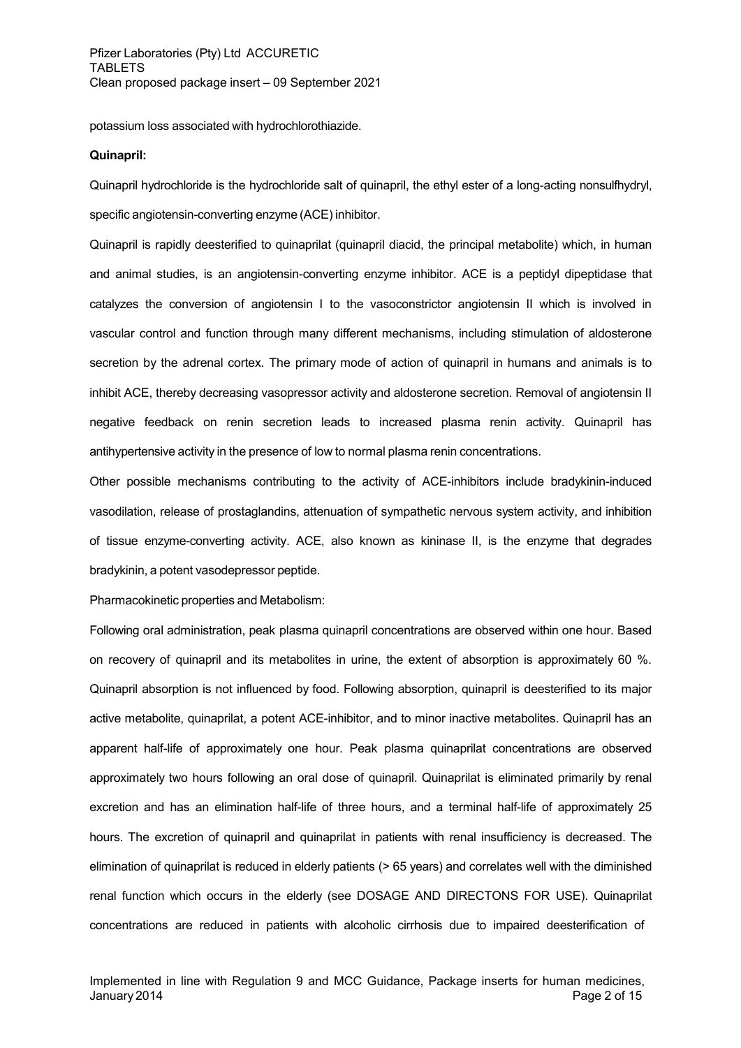potassium loss associated with hydrochlorothiazide.

**Quinapril:**

Quinapril hydrochloride is the hydrochloride salt of quinapril, the ethyl ester of a long-acting nonsulfhydryl, specific angiotensin-converting enzyme (ACE) inhibitor.

Quinapril is rapidly deesterified to quinaprilat (quinapril diacid, the principal metabolite) which, in human and animal studies, is an angiotensin-converting enzyme inhibitor. ACE is a peptidyl dipeptidase that catalyzes the conversion of angiotensin I to the vasoconstrictor angiotensin II which is involved in vascular control and function through many different mechanisms, including stimulation of aldosterone secretion by the adrenal cortex. The primary mode of action of quinapril in humans and animals is to inhibit ACE, thereby decreasing vasopressor activity and aldosterone secretion. Removal of angiotensin II negative feedback on renin secretion leads to increased plasma renin activity. Quinapril has antihypertensive activity in the presence of low to normal plasma renin concentrations.

Other possible mechanisms contributing to the activity of ACE-inhibitors include bradykinin-induced vasodilation, release of prostaglandins, attenuation of sympathetic nervous system activity, and inhibition of tissue enzyme-converting activity. ACE, also known as kininase II, is the enzyme that degrades bradykinin, a potent vasodepressor peptide.

Pharmacokinetic properties and Metabolism:

Following oral administration, peak plasma quinapril concentrations are observed within one hour. Based on recovery of quinapril and its metabolites in urine, the extent of absorption is approximately 60 %. Quinapril absorption is not influenced by food. Following absorption, quinapril is deesterified to its major active metabolite, quinaprilat, a potent ACE-inhibitor, and to minor inactive metabolites. Quinapril has an apparent half-life of approximately one hour. Peak plasma quinaprilat concentrations are observed approximately two hours following an oral dose of quinapril. Quinaprilat is eliminated primarily by renal excretion and has an elimination half-life of three hours, and a terminal half-life of approximately 25 hours. The excretion of quinapril and quinaprilat in patients with renal insufficiency is decreased. The elimination of quinaprilat is reduced in elderly patients (> 65 years) and correlates well with the diminished renal function which occurs in the elderly (see DOSAGE AND DIRECTONS FOR USE). Quinaprilat concentrations are reduced in patients with alcoholic cirrhosis due to impaired deesterification of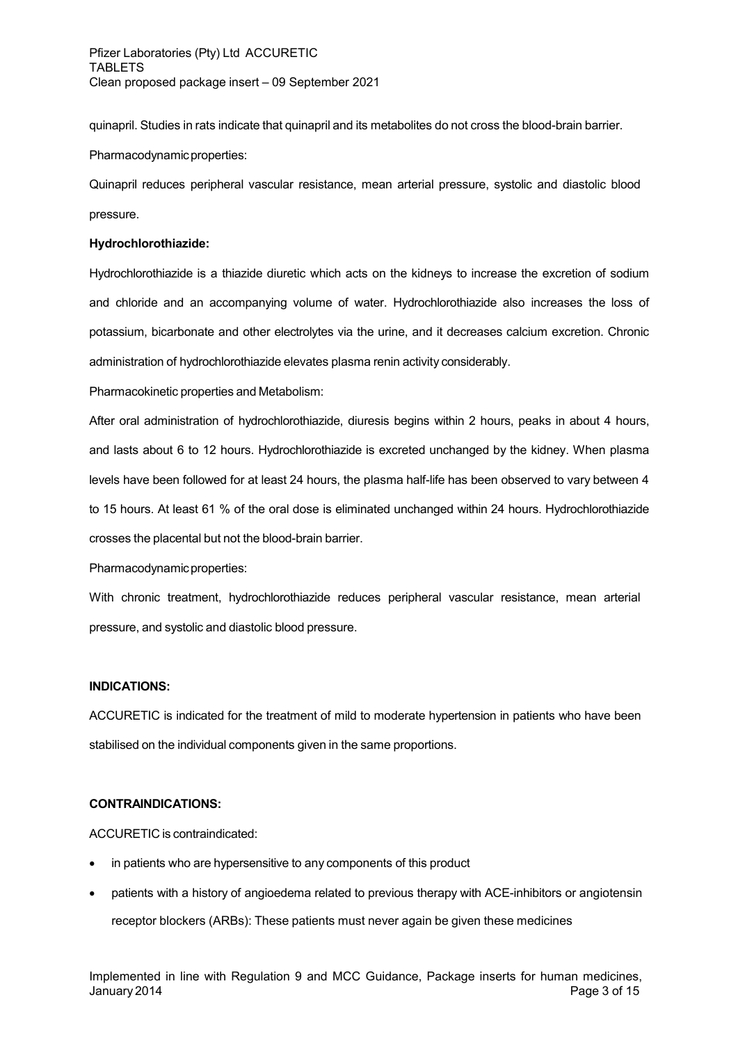quinapril. Studies in rats indicate that quinapril and its metabolites do not cross the blood-brain barrier.

Pharmacodynamic properties:

Quinapril reduces peripheral vascular resistance, mean arterial pressure, systolic and diastolic blood pressure.

**Hydrochlorothiazide:**

Hydrochlorothiazide is a thiazide diuretic which acts on the kidneys to increase the excretion of sodium and chloride and an accompanying volume of water. Hydrochlorothiazide also increases the loss of potassium, bicarbonate and other electrolytes via the urine, and it decreases calcium excretion. Chronic administration of hydrochlorothiazide elevates plasma renin activity considerably.

Pharmacokinetic properties and Metabolism:

After oral administration of hydrochlorothiazide, diuresis begins within 2 hours, peaks in about 4 hours, and lasts about 6 to 12 hours. Hydrochlorothiazide is excreted unchanged by the kidney. When plasma levels have been followed for at least 24 hours, the plasma half-life has been observed to vary between 4 to 15 hours. At least 61 % of the oral dose is eliminated unchanged within 24 hours. Hydrochlorothiazide crosses the placental but not the blood-brain barrier.

Pharmacodynamic properties:

With chronic treatment, hydrochlorothiazide reduces peripheral vascular resistance, mean arterial pressure, and systolic and diastolic blood pressure.

**INDICATIONS:**

ACCURETIC is indicated for the treatment of mild to moderate hypertension in patients who have been stabilised on the individual components given in the same proportions.

**CONTRAINDICATIONS:**

ACCURETIC is contraindicated:

- in patients who are hypersensitive to any components of this product
- patients with a history of angioedema related to previous therapy with ACE-inhibitors or angiotensin receptor blockers (ARBs): These patients must never again be given these medicines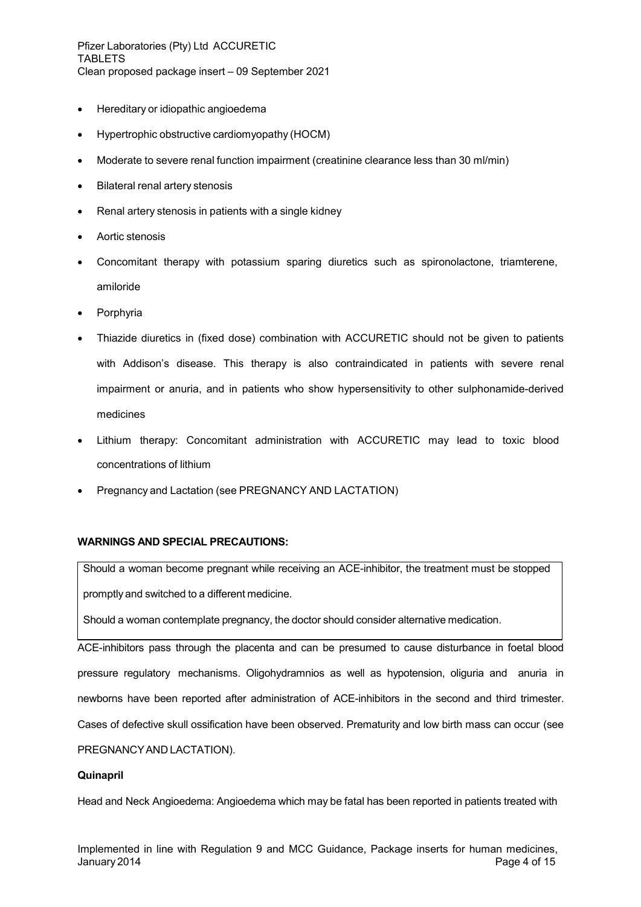- Hereditary or idiopathic angioedema
- Hypertrophic obstructive cardiomyopathy (HOCM)
- Moderate to severe renal function impairment (creatinine clearance less than 30 ml/min)
- Bilateral renal artery stenosis
- Renal artery stenosis in patients with a single kidney
- Aortic stenosis
- Concomitant therapy with potassium sparing diuretics such as spironolactone, triamterene, amiloride
- Porphyria
- Thiazide diuretics in (fixed dose) combination with ACCURETIC should not be given to patients with Addison's disease. This therapy is also contraindicated in patients with severe renal impairment or anuria, and in patients who show hypersensitivity to other sulphonamide-derived medicines
- Lithium therapy: Concomitant administration with ACCURETIC may lead to toxic blood concentrations of lithium
- Pregnancy and Lactation (see PREGNANCY AND LACTATION)

**WARNINGS AND SPECIAL PRECAUTIONS:**

Should a woman become pregnant while receiving an ACE-inhibitor, the treatment must be stopped promptly and switched to a different medicine.

Should a woman contemplate pregnancy, the doctor should consider alternative medication.

ACE-inhibitors pass through the placenta and can be presumed to cause disturbance in foetal blood pressure regulatory mechanisms. Oligohydramnios as well as hypotension, oliguria and anuria in newborns have been reported after administration of ACE-inhibitors in the second and third trimester. Cases of defective skull ossification have been observed. Prematurity and low birth mass can occur (see PREGNANCY AND LACTATION).

**Quinapril**

Head and Neck Angioedema: Angioedema which may be fatal has been reported in patients treated with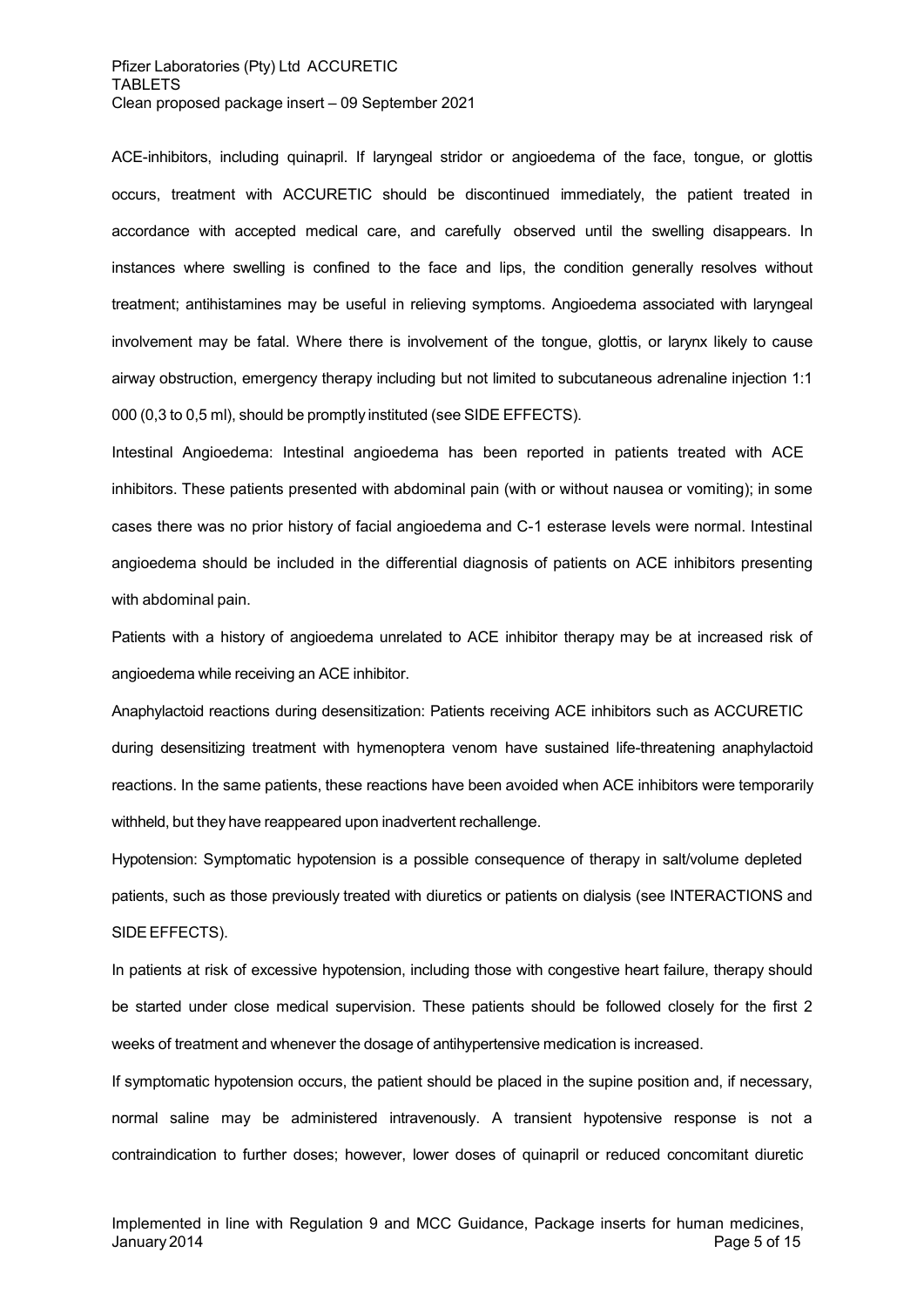ACE-inhibitors, including quinapril. If laryngeal stridor or angioedema of the face, tongue, or glottis occurs, treatment with ACCURETIC should be discontinued immediately, the patient treated in accordance with accepted medical care, and carefully observed until the swelling disappears. In instances where swelling is confined to the face and lips, the condition generally resolves without treatment; antihistamines may be useful in relieving symptoms. Angioedema associated with laryngeal involvement may be fatal. Where there is involvement of the tongue, glottis, or larynx likely to cause airway obstruction, emergency therapy including but not limited to subcutaneous adrenaline injection 1:1 000 (0,3 to 0,5 ml), should be promptly instituted (see SIDE EFFECTS).

Intestinal Angioedema: Intestinal angioedema has been reported in patients treated with ACE inhibitors. These patients presented with abdominal pain (with or without nausea or vomiting); in some cases there was no prior history of facial angioedema and C-1 esterase levels were normal. Intestinal angioedema should be included in the differential diagnosis of patients on ACE inhibitors presenting with abdominal pain.

Patients with a history of angioedema unrelated to ACE inhibitor therapy may be at increased risk of angioedema while receiving an ACE inhibitor.

Anaphylactoid reactions during desensitization: Patients receiving ACE inhibitors such as ACCURETIC during desensitizing treatment with hymenoptera venom have sustained life-threatening anaphylactoid reactions. In the same patients, these reactions have been avoided when ACE inhibitors were temporarily withheld, but they have reappeared upon inadvertent rechallenge.

Hypotension: Symptomatic hypotension is a possible consequence of therapy in salt/volume depleted patients, such as those previously treated with diuretics or patients on dialysis (see INTERACTIONS and SIDE EFFECTS).

In patients at risk of excessive hypotension, including those with congestive heart failure, therapy should be started under close medical supervision. These patients should be followed closely for the first 2 weeks of treatment and whenever the dosage of antihypertensive medication is increased.

If symptomatic hypotension occurs, the patient should be placed in the supine position and, if necessary, normal saline may be administered intravenously. A transient hypotensive response is not a contraindication to further doses; however, lower doses of quinapril or reduced concomitant diuretic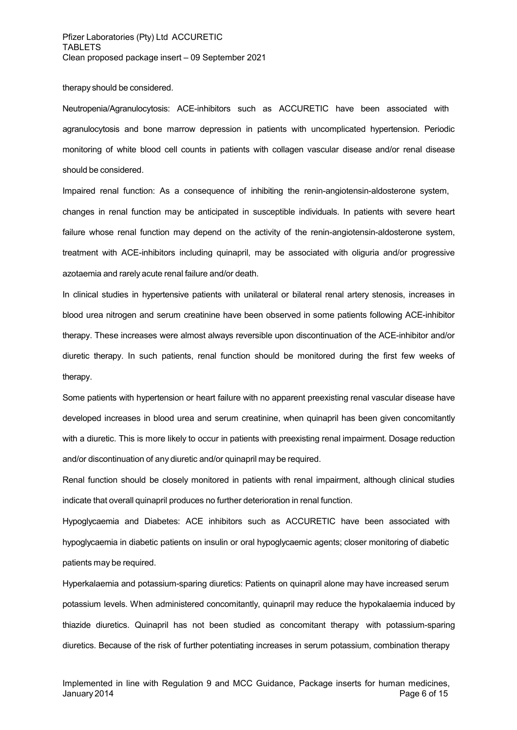therapy should be considered.

Neutropenia/Agranulocytosis: ACE-inhibitors such as ACCURETIC have been associated with agranulocytosis and bone marrow depression in patients with uncomplicated hypertension. Periodic monitoring of white blood cell counts in patients with collagen vascular disease and/or renal disease should be considered.

Impaired renal function: As a consequence of inhibiting the renin-angiotensin-aldosterone system, changes in renal function may be anticipated in susceptible individuals. In patients with severe heart failure whose renal function may depend on the activity of the renin-angiotensin-aldosterone system, treatment with ACE-inhibitors including quinapril, may be associated with oliguria and/or progressive azotaemia and rarely acute renal failure and/or death.

In clinical studies in hypertensive patients with unilateral or bilateral renal artery stenosis, increases in blood urea nitrogen and serum creatinine have been observed in some patients following ACE-inhibitor therapy. These increases were almost always reversible upon discontinuation of the ACE-inhibitor and/or diuretic therapy. In such patients, renal function should be monitored during the first few weeks of therapy.

Some patients with hypertension or heart failure with no apparent preexisting renal vascular disease have developed increases in blood urea and serum creatinine, when quinapril has been given concomitantly with a diuretic. This is more likely to occur in patients with preexisting renal impairment. Dosage reduction and/or discontinuation of any diuretic and/or quinapril may be required.

Renal function should be closely monitored in patients with renal impairment, although clinical studies indicate that overall quinapril produces no further deterioration in renal function.

Hypoglycaemia and Diabetes: ACE inhibitors such as ACCURETIC have been associated with hypoglycaemia in diabetic patients on insulin or oral hypoglycaemic agents; closer monitoring of diabetic patients may be required.

Hyperkalaemia and potassium-sparing diuretics: Patients on quinapril alone may have increased serum potassium levels. When administered concomitantly, quinapril may reduce the hypokalaemia induced by thiazide diuretics. Quinapril has not been studied as concomitant therapy with potassium-sparing diuretics. Because of the risk of further potentiating increases in serum potassium, combination therapy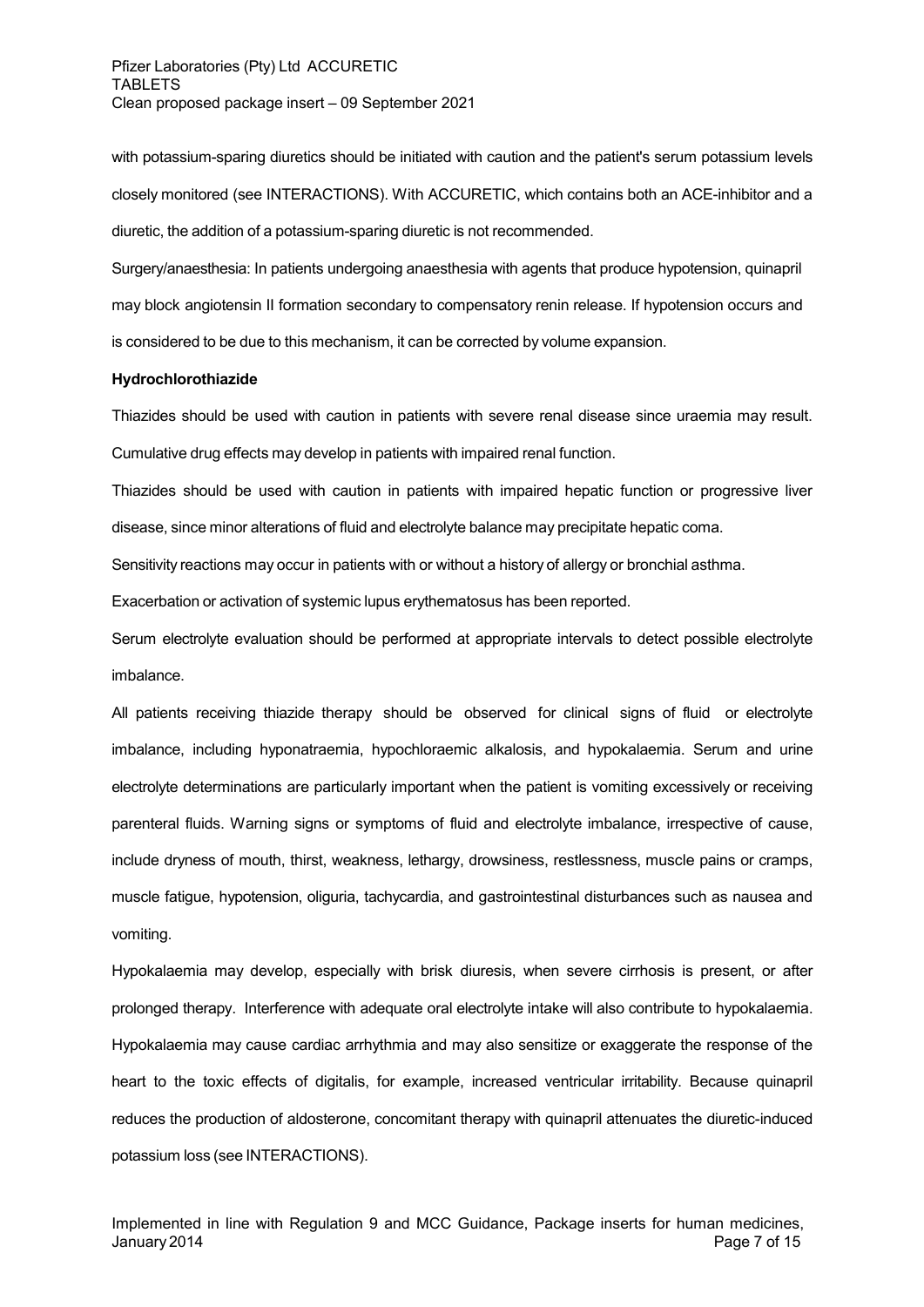with potassium-sparing diuretics should be initiated with caution and the patient's serum potassium levels closely monitored (see INTERACTIONS). With ACCURETIC, which contains both an ACE-inhibitor and a diuretic, the addition of a potassium-sparing diuretic is not recommended.

Surgery/anaesthesia: In patients undergoing anaesthesia with agents that produce hypotension, quinapril may block angiotensin II formation secondary to compensatory renin release. If hypotension occurs and is considered to be due to this mechanism, it can be corrected by volume expansion.

**Hydrochlorothiazide**

Thiazides should be used with caution in patients with severe renal disease since uraemia may result. Cumulative drug effects may develop in patients with impaired renal function.

Thiazides should be used with caution in patients with impaired hepatic function or progressive liver disease, since minor alterations of fluid and electrolyte balance may precipitate hepatic coma.

Sensitivity reactions may occur in patients with or without a history of allergy or bronchial asthma.

Exacerbation or activation of systemic lupus erythematosus has been reported.

Serum electrolyte evaluation should be performed at appropriate intervals to detect possible electrolyte imbalance.

All patients receiving thiazide therapy should be observed for clinical signs of fluid or electrolyte imbalance, including hyponatraemia, hypochloraemic alkalosis, and hypokalaemia. Serum and urine electrolyte determinations are particularly important when the patient is vomiting excessively or receiving parenteral fluids. Warning signs or symptoms of fluid and electrolyte imbalance, irrespective of cause, include dryness of mouth, thirst, weakness, lethargy, drowsiness, restlessness, muscle pains or cramps, muscle fatigue, hypotension, oliguria, tachycardia, and gastrointestinal disturbances such as nausea and vomiting.

Hypokalaemia may develop, especially with brisk diuresis, when severe cirrhosis is present, or after prolonged therapy. Interference with adequate oral electrolyte intake will also contribute to hypokalaemia. Hypokalaemia may cause cardiac arrhythmia and may also sensitize or exaggerate the response of the heart to the toxic effects of digitalis, for example, increased ventricular irritability. Because quinapril reduces the production of aldosterone, concomitant therapy with quinapril attenuates the diuretic-induced potassium loss (see INTERACTIONS).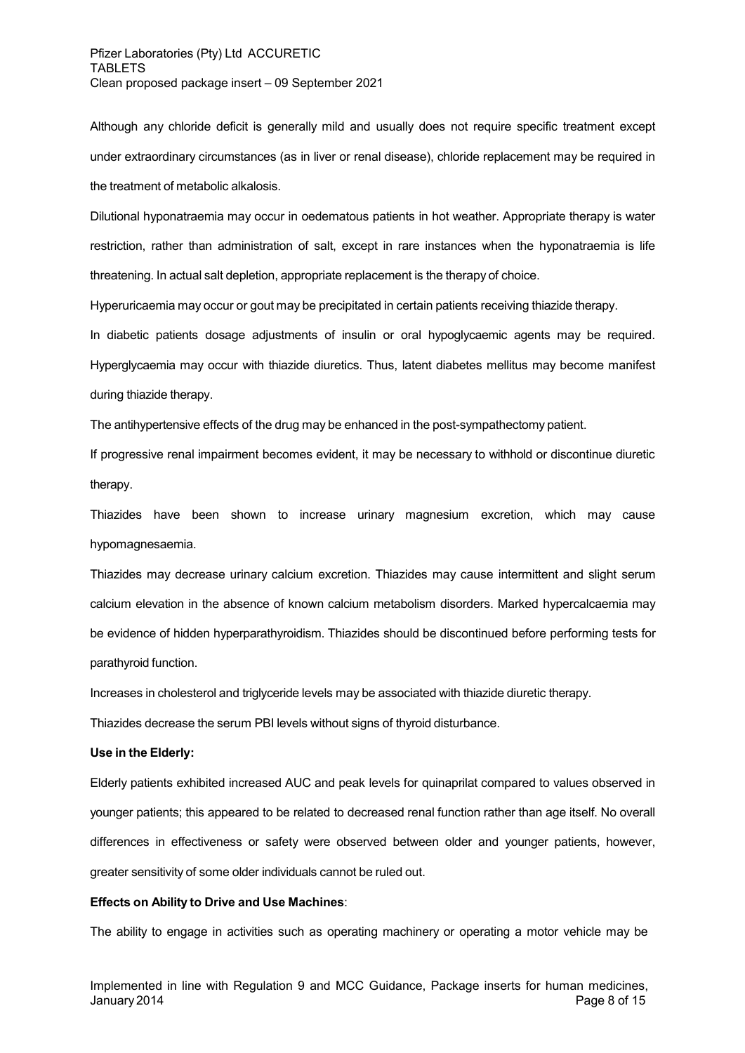Although any chloride deficit is generally mild and usually does not require specific treatment except under extraordinary circumstances (as in liver or renal disease), chloride replacement may be required in the treatment of metabolic alkalosis.

Dilutional hyponatraemia may occur in oedematous patients in hot weather. Appropriate therapy is water restriction, rather than administration of salt, except in rare instances when the hyponatraemia is life threatening. In actual salt depletion, appropriate replacement is the therapy of choice.

Hyperuricaemia may occur or gout may be precipitated in certain patients receiving thiazide therapy.

In diabetic patients dosage adjustments of insulin or oral hypoglycaemic agents may be required. Hyperglycaemia may occur with thiazide diuretics. Thus, latent diabetes mellitus may become manifest during thiazide therapy.

The antihypertensive effects of the drug may be enhanced in the post-sympathectomy patient.

If progressive renal impairment becomes evident, it may be necessary to withhold or discontinue diuretic therapy.

Thiazides have been shown to increase urinary magnesium excretion, which may cause hypomagnesaemia.

Thiazides may decrease urinary calcium excretion. Thiazides may cause intermittent and slight serum calcium elevation in the absence of known calcium metabolism disorders. Marked hypercalcaemia may be evidence of hidden hyperparathyroidism. Thiazides should be discontinued before performing tests for parathyroid function.

Increases in cholesterol and triglyceride levels may be associated with thiazide diuretic therapy.

Thiazides decrease the serum PBI levels without signs of thyroid disturbance.

**Use in the Elderly:**

Elderly patients exhibited increased AUC and peak levels for quinaprilat compared to values observed in younger patients; this appeared to be related to decreased renal function rather than age itself. No overall differences in effectiveness or safety were observed between older and younger patients, however, greater sensitivity of some older individuals cannot be ruled out.

**Effects on Ability to Drive and Use Machines**:

The ability to engage in activities such as operating machinery or operating a motor vehicle may be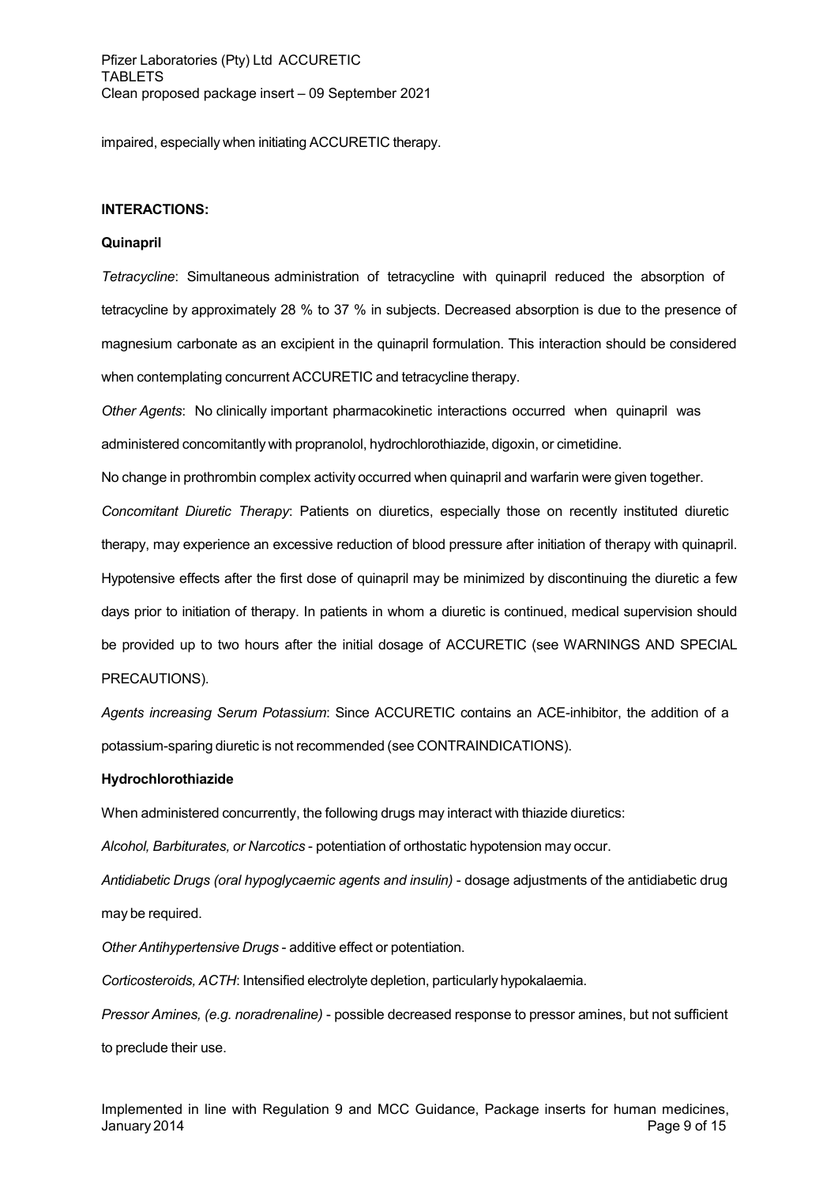impaired, especially when initiating ACCURETIC therapy.

**INTERACTIONS:**

**Quinapril**

*Tetracycline*: Simultaneous administration of tetracycline with quinapril reduced the absorption of tetracycline by approximately 28 % to 37 % in subjects. Decreased absorption is due to the presence of magnesium carbonate as an excipient in the quinapril formulation. This interaction should be considered when contemplating concurrent ACCURETIC and tetracycline therapy.

*Other Agents*: No clinically important pharmacokinetic interactions occurred when quinapril was administered concomitantly with propranolol, hydrochlorothiazide, digoxin, or cimetidine.

No change in prothrombin complex activity occurred when quinapril and warfarin were given together.

*Concomitant Diuretic Therapy*: Patients on diuretics, especially those on recently instituted diuretic therapy, may experience an excessive reduction of blood pressure after initiation of therapy with quinapril. Hypotensive effects after the first dose of quinapril may be minimized by discontinuing the diuretic a few days prior to initiation of therapy. In patients in whom a diuretic is continued, medical supervision should be provided up to two hours after the initial dosage of ACCURETIC (see WARNINGS AND SPECIAL PRECAUTIONS).

*Agents increasing Serum Potassium*: Since ACCURETIC contains an ACE-inhibitor, the addition of a potassium-sparing diuretic is not recommended (see CONTRAINDICATIONS).

**Hydrochlorothiazide**

When administered concurrently, the following drugs may interact with thiazide diuretics:

*Alcohol, Barbiturates, or Narcotics* - potentiation of orthostatic hypotension may occur.

*Antidiabetic Drugs (oral hypoglycaemic agents and insulin)* - dosage adjustments of the antidiabetic drug may be required.

*Other Antihypertensive Drugs* - additive effect or potentiation.

*Corticosteroids, ACTH*: Intensified electrolyte depletion, particularly hypokalaemia.

*Pressor Amines, (e.g. noradrenaline)* - possible decreased response to pressor amines, but not sufficient to preclude their use.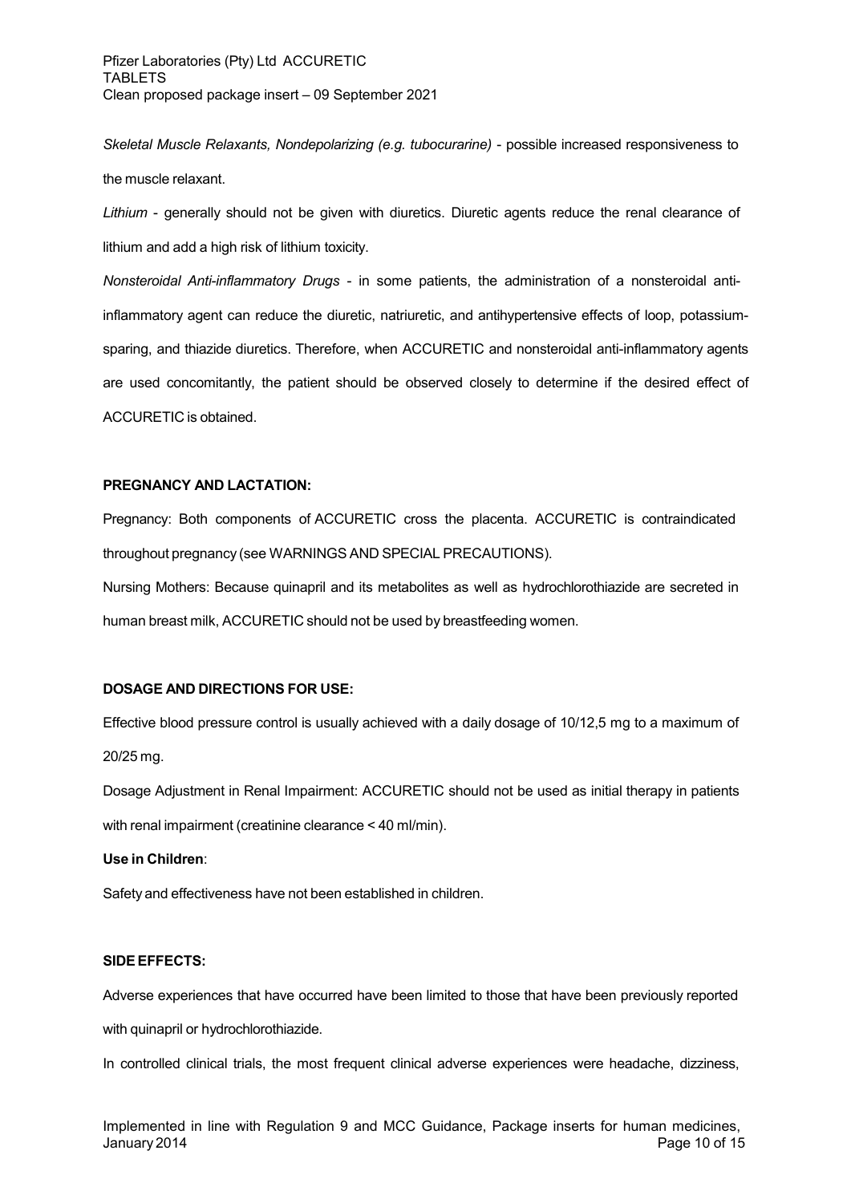*Skeletal Muscle Relaxants, Nondepolarizing (e.g. tubocurarine)* - possible increased responsiveness to the muscle relaxant.

*Lithium* - generally should not be given with diuretics. Diuretic agents reduce the renal clearance of lithium and add a high risk of lithium toxicity.

*Nonsteroidal Anti-inflammatory Drugs* - in some patients, the administration of a nonsteroidal anti-inflammatory agent can reduce the diuretic, natriuretic, and antihypertensive effects of loop, potassium-sparing, and thiazide diuretics. Therefore, when ACCURETIC and nonsteroidal anti-inflammatory agents are used concomitantly, the patient should be observed closely to determine if the desired effect of ACCURETIC is obtained.

**PREGNANCY AND LACTATION:**

Pregnancy: Both components of ACCURETIC cross the placenta. ACCURETIC is contraindicated throughout pregnancy (see WARNINGS AND SPECIAL PRECAUTIONS).

Nursing Mothers: Because quinapril and its metabolites as well as hydrochlorothiazide are secreted in human breast milk, ACCURETIC should not be used by breastfeeding women.

**DOSAGE AND DIRECTIONS FOR USE:**

Effective blood pressure control is usually achieved with a daily dosage of 10/12,5 mg to a maximum of 20/25 mg.

Dosage Adjustment in Renal Impairment: ACCURETIC should not be used as initial therapy in patients with renal impairment (creatinine clearance < 40 ml/min).

**Use in Children**:

Safety and effectiveness have not been established in children.

**SIDE EFFECTS:**

Adverse experiences that have occurred have been limited to those that have been previously reported with quinapril or hydrochlorothiazide.

In controlled clinical trials, the most frequent clinical adverse experiences were headache, dizziness,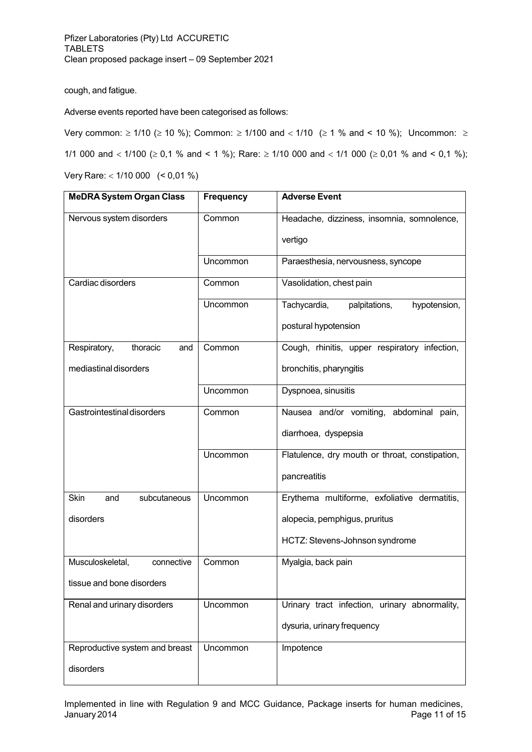cough, and fatigue.

Adverse events reported have been categorised as follows:

Very common: ≥ 1/10 (≥ 10 %); Common: ≥ 1/100 and < 1/10 (≥ 1 % and < 10 %); Uncommon: ≥ 1/1 000 and < 1/100 (≥ 0,1 % and < 1 %); Rare: ≥ 1/10 000 and < 1/1 000 (≥ 0,01 % and < 0,1 %); Very Rare: < 1/10 000 (< 0,01 %)

| **MeDRA System Organ Class** | **Frequency** | **Adverse Event** |
|---|---|---|
| Nervous system disorders | Common | Headache, dizziness, insomnia, somnolence, vertigo |
| | Uncommon | Paraesthesia, nervousness, syncope |
| Cardiac disorders | Common | Vasolidation, chest pain |
| | Uncommon | Tachycardia, palpitations, hypotension, postural hypotension |
| Respiratory, thoracic and mediastinal disorders | Common | Cough, rhinitis, upper respiratory infection, bronchitis, pharyngitis |
| | Uncommon | Dyspnoea, sinusitis |
| Gastrointestinal disorders | Common | Nausea and/or vomiting, abdominal pain, diarrhoea, dyspepsia |
| | Uncommon | Flatulence, dry mouth or throat, constipation, pancreatitis |
| Skin and subcutaneous disorders | Uncommon | Erythema multiforme, exfoliative dermatitis, alopecia, pemphigus, pruritus<br>HCTZ: Stevens-Johnson syndrome |
| Musculoskeletal, connective tissue and bone disorders | Common | Myalgia, back pain |
| Renal and urinary disorders | Uncommon | Urinary tract infection, urinary abnormality, dysuria, urinary frequency |
| Reproductive system and breast disorders | Uncommon | Impotence |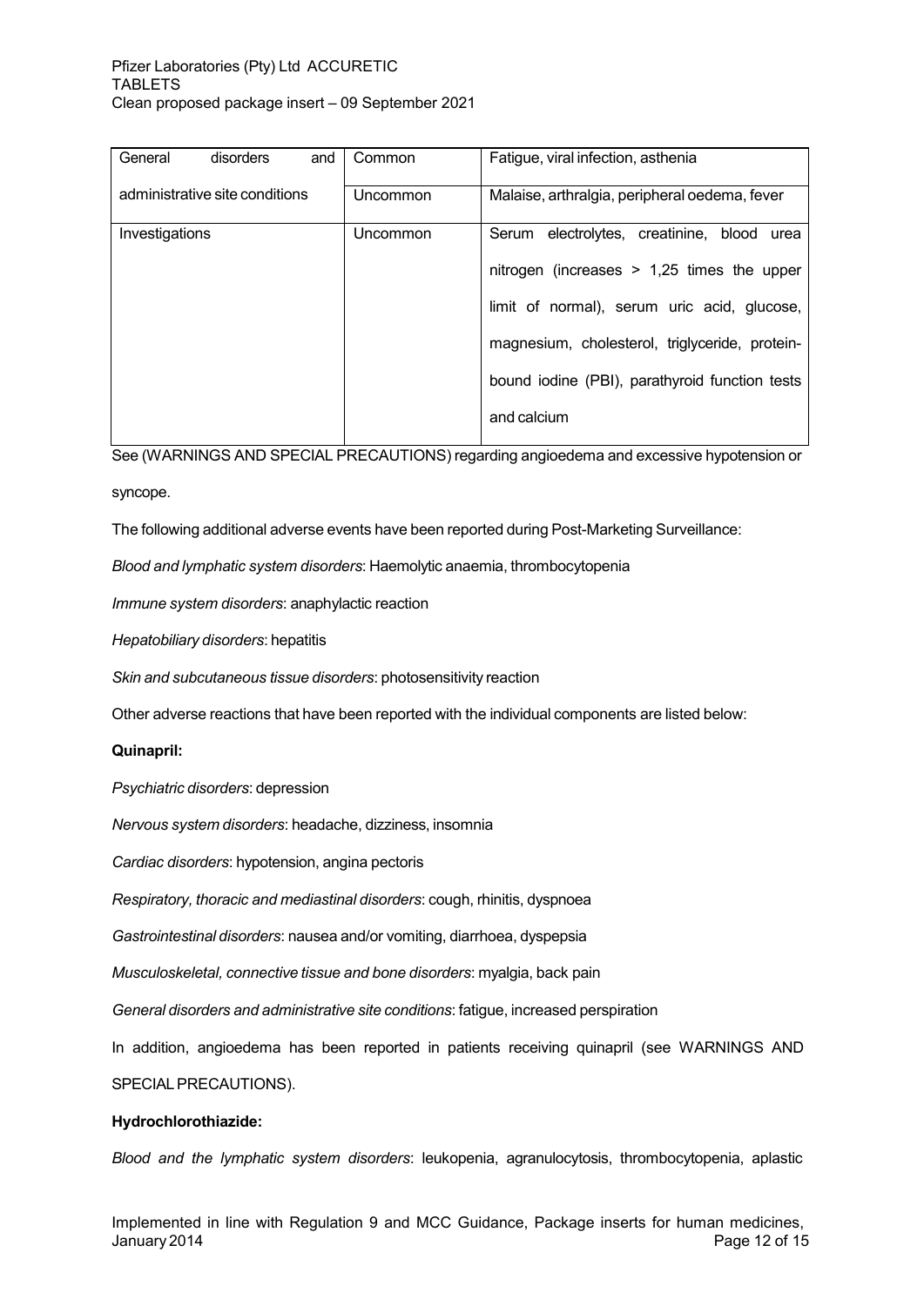| General disorders and administrative site conditions | Common | Fatigue, viral infection, asthenia |
| --- | --- | --- |
| | Uncommon | Malaise, arthralgia, peripheral oedema, fever |
| Investigations | Uncommon | Serum electrolytes, creatinine, blood urea nitrogen (increases > 1,25 times the upper limit of normal), serum uric acid, glucose, magnesium, cholesterol, triglyceride, protein-bound iodine (PBI), parathyroid function tests and calcium |

See (WARNINGS AND SPECIAL PRECAUTIONS) regarding angioedema and excessive hypotension or syncope.

The following additional adverse events have been reported during Post-Marketing Surveillance:

*Blood and lymphatic system disorders*: Haemolytic anaemia, thrombocytopenia

*Immune system disorders*: anaphylactic reaction

*Hepatobiliary disorders*: hepatitis

*Skin and subcutaneous tissue disorders*: photosensitivity reaction

Other adverse reactions that have been reported with the individual components are listed below:

**Quinapril:**

*Psychiatric disorders*: depression

*Nervous system disorders*: headache, dizziness, insomnia

*Cardiac disorders*: hypotension, angina pectoris

*Respiratory, thoracic and mediastinal disorders*: cough, rhinitis, dyspnoea

*Gastrointestinal disorders*: nausea and/or vomiting, diarrhoea, dyspepsia

*Musculoskeletal, connective tissue and bone disorders*: myalgia, back pain

*General disorders and administrative site conditions*: fatigue, increased perspiration

In addition, angioedema has been reported in patients receiving quinapril (see WARNINGS AND SPECIAL PRECAUTIONS).

**Hydrochlorothiazide:**

*Blood and the lymphatic system disorders*: leukopenia, agranulocytosis, thrombocytopenia, aplastic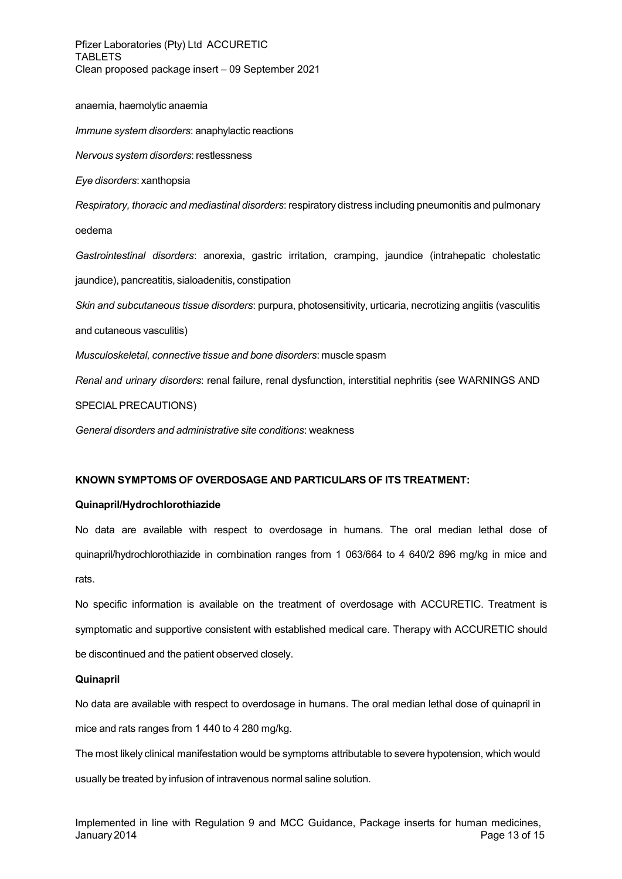anaemia, haemolytic anaemia

*Immune system disorders*: anaphylactic reactions

*Nervous system disorders*: restlessness

*Eye disorders*: xanthopsia

*Respiratory, thoracic and mediastinal disorders*: respiratory distress including pneumonitis and pulmonary oedema

*Gastrointestinal disorders*: anorexia, gastric irritation, cramping, jaundice (intrahepatic cholestatic jaundice), pancreatitis, sialoadenitis, constipation

*Skin and subcutaneous tissue disorders*: purpura, photosensitivity, urticaria, necrotizing angiitis (vasculitis and cutaneous vasculitis)

*Musculoskeletal, connective tissue and bone disorders*: muscle spasm

*Renal and urinary disorders*: renal failure, renal dysfunction, interstitial nephritis (see WARNINGS AND SPECIAL PRECAUTIONS)

*General disorders and administrative site conditions*: weakness

**KNOWN SYMPTOMS OF OVERDOSAGE AND PARTICULARS OF ITS TREATMENT:**

**Quinapril/Hydrochlorothiazide**

No data are available with respect to overdosage in humans. The oral median lethal dose of quinapril/hydrochlorothiazide in combination ranges from 1 063/664 to 4 640/2 896 mg/kg in mice and rats.

No specific information is available on the treatment of overdosage with ACCURETIC. Treatment is symptomatic and supportive consistent with established medical care. Therapy with ACCURETIC should be discontinued and the patient observed closely.

**Quinapril**

No data are available with respect to overdosage in humans. The oral median lethal dose of quinapril in mice and rats ranges from 1 440 to 4 280 mg/kg.

The most likely clinical manifestation would be symptoms attributable to severe hypotension, which would usually be treated by infusion of intravenous normal saline solution.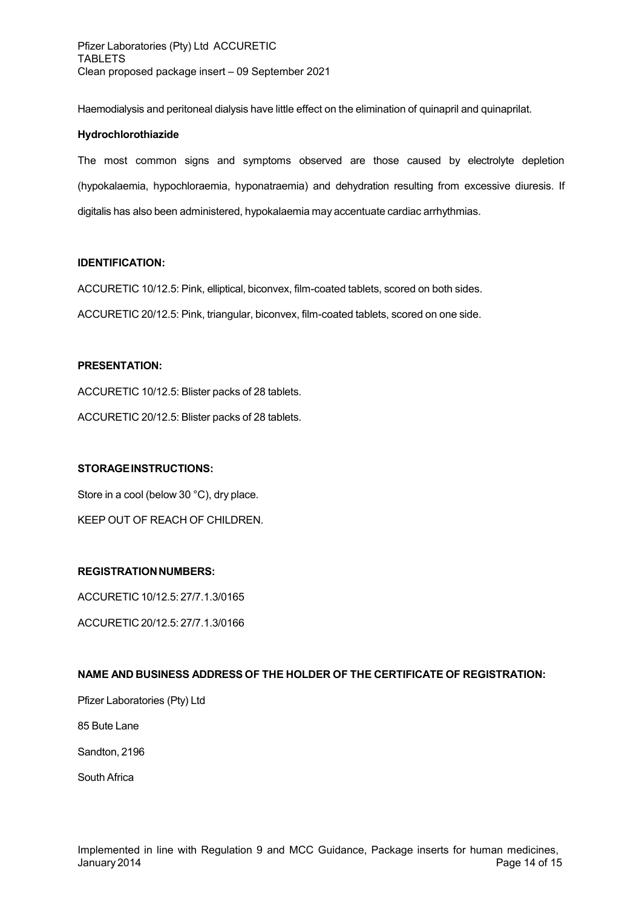Haemodialysis and peritoneal dialysis have little effect on the elimination of quinapril and quinaprilat.

**Hydrochlorothiazide**

The most common signs and symptoms observed are those caused by electrolyte depletion (hypokalaemia, hypochloraemia, hyponatraemia) and dehydration resulting from excessive diuresis. If digitalis has also been administered, hypokalaemia may accentuate cardiac arrhythmias.

**IDENTIFICATION:**

ACCURETIC 10/12.5: Pink, elliptical, biconvex, film-coated tablets, scored on both sides.

ACCURETIC 20/12.5: Pink, triangular, biconvex, film-coated tablets, scored on one side.

**PRESENTATION:**

ACCURETIC 10/12.5: Blister packs of 28 tablets.

ACCURETIC 20/12.5: Blister packs of 28 tablets.

**STORAGE INSTRUCTIONS:**

Store in a cool (below 30 °C), dry place.

KEEP OUT OF REACH OF CHILDREN.

**REGISTRATION NUMBERS:**

ACCURETIC 10/12.5: 27/7.1.3/0165

ACCURETIC 20/12.5: 27/7.1.3/0166

**NAME AND BUSINESS ADDRESS OF THE HOLDER OF THE CERTIFICATE OF REGISTRATION:**

Pfizer Laboratories (Pty) Ltd

85 Bute Lane

Sandton, 2196

South Africa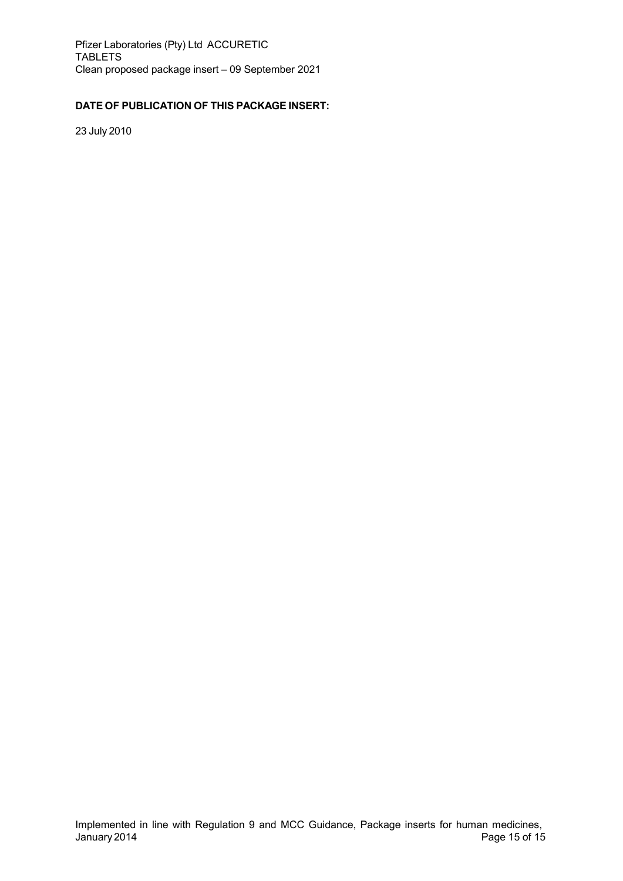**DATE OF PUBLICATION OF THIS PACKAGE INSERT:**

23 July 2010